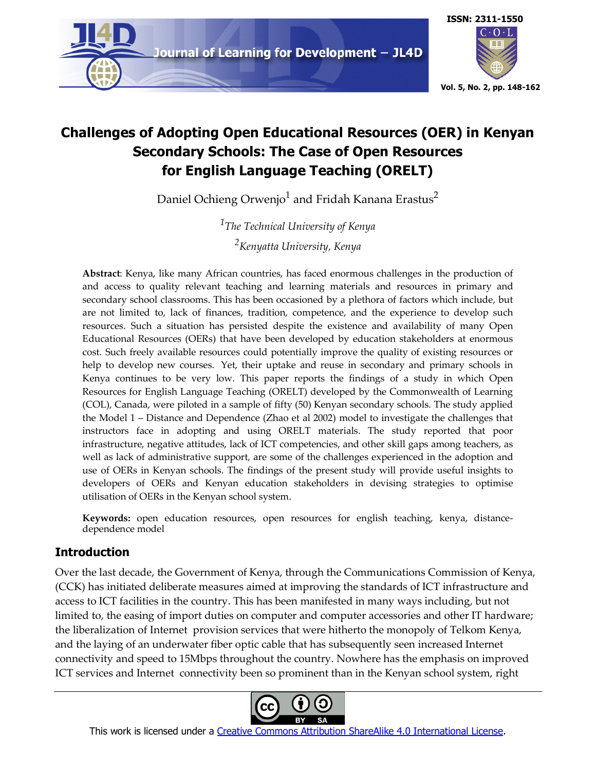# Challenges of Adopting Open Educational Resources (OER) in Kenyan Secondary Schools: The Case of Open Resources for English Language Teaching (ORELT)

Daniel Ochieng Orwenjo[1] and Fridah Kanana Erastus[2]

[1]*The Technical University of Kenya*

[2]*Kenyatta University, Kenya*

**Abstract**: Kenya, like many African countries, has faced enormous challenges in the production of and access to quality relevant teaching and learning materials and resources in primary and secondary school classrooms. This has been occasioned by a plethora of factors which include, but are not limited to, lack of finances, tradition, competence, and the experience to develop such resources. Such a situation has persisted despite the existence and availability of many Open Educational Resources (OERs) that have been developed by education stakeholders at enormous cost. Such freely available resources could potentially improve the quality of existing resources or help to develop new courses. Yet, their uptake and reuse in secondary and primary schools in Kenya continues to be very low. This paper reports the findings of a study in which Open Resources for English Language Teaching (ORELT) developed by the Commonwealth of Learning (COL), Canada, were piloted in a sample of fifty (50) Kenyan secondary schools. The study applied the Model 1 – Distance and Dependence (Zhao et al 2002) model to investigate the challenges that instructors face in adopting and using ORELT materials. The study reported that poor infrastructure, negative attitudes, lack of ICT competencies, and other skill gaps among teachers, as well as lack of administrative support, are some of the challenges experienced in the adoption and use of OERs in Kenyan schools. The findings of the present study will provide useful insights to developers of OERs and Kenyan education stakeholders in devising strategies to optimise utilisation of OERs in the Kenyan school system.

**Keywords:** open education resources, open resources for english teaching, kenya, distance-dependence model

## Introduction

Over the last decade, the Government of Kenya, through the Communications Commission of Kenya, (CCK) has initiated deliberate measures aimed at improving the standards of ICT infrastructure and access to ICT facilities in the country. This has been manifested in many ways including, but not limited to, the easing of import duties on computer and computer accessories and other IT hardware; the liberalization of Internet provision services that were hitherto the monopoly of Telkom Kenya, and the laying of an underwater fiber optic cable that has subsequently seen increased Internet connectivity and speed to 15Mbps throughout the country. Nowhere has the emphasis on improved ICT services and Internet connectivity been so prominent than in the Kenyan school system, right

This work is licensed under a Creative Commons Attribution ShareAlike 4.0 International License.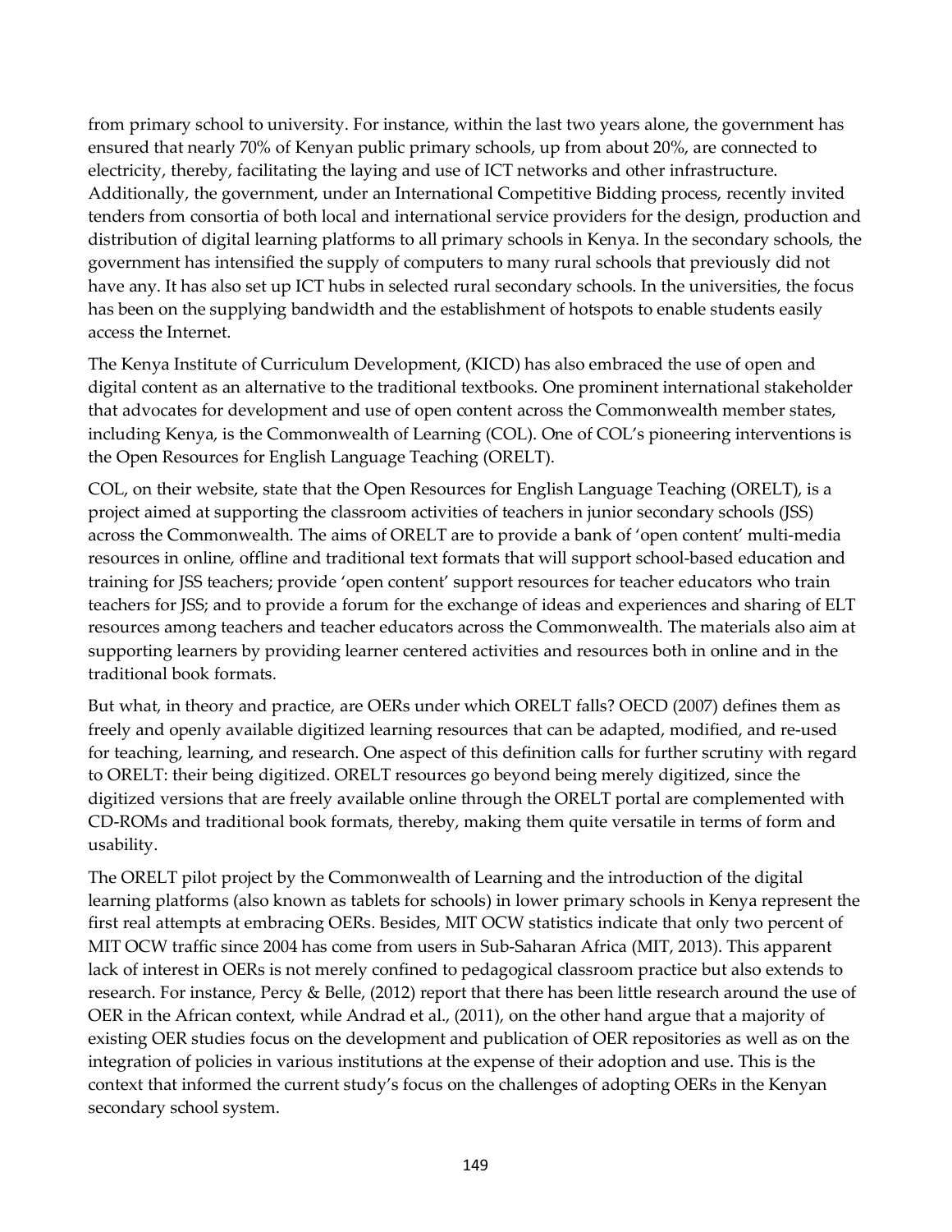from primary school to university. For instance, within the last two years alone, the government has ensured that nearly 70% of Kenyan public primary schools, up from about 20%, are connected to electricity, thereby, facilitating the laying and use of ICT networks and other infrastructure. Additionally, the government, under an International Competitive Bidding process, recently invited tenders from consortia of both local and international service providers for the design, production and distribution of digital learning platforms to all primary schools in Kenya. In the secondary schools, the government has intensified the supply of computers to many rural schools that previously did not have any. It has also set up ICT hubs in selected rural secondary schools. In the universities, the focus has been on the supplying bandwidth and the establishment of hotspots to enable students easily access the Internet.

The Kenya Institute of Curriculum Development, (KICD) has also embraced the use of open and digital content as an alternative to the traditional textbooks. One prominent international stakeholder that advocates for development and use of open content across the Commonwealth member states, including Kenya, is the Commonwealth of Learning (COL). One of COL's pioneering interventions is the Open Resources for English Language Teaching (ORELT).

COL, on their website, state that the Open Resources for English Language Teaching (ORELT), is a project aimed at supporting the classroom activities of teachers in junior secondary schools (JSS) across the Commonwealth. The aims of ORELT are to provide a bank of 'open content' multi-media resources in online, offline and traditional text formats that will support school-based education and training for JSS teachers; provide 'open content' support resources for teacher educators who train teachers for JSS; and to provide a forum for the exchange of ideas and experiences and sharing of ELT resources among teachers and teacher educators across the Commonwealth. The materials also aim at supporting learners by providing learner centered activities and resources both in online and in the traditional book formats.

But what, in theory and practice, are OERs under which ORELT falls? OECD (2007) defines them as freely and openly available digitized learning resources that can be adapted, modified, and re-used for teaching, learning, and research. One aspect of this definition calls for further scrutiny with regard to ORELT: their being digitized. ORELT resources go beyond being merely digitized, since the digitized versions that are freely available online through the ORELT portal are complemented with CD-ROMs and traditional book formats, thereby, making them quite versatile in terms of form and usability.

The ORELT pilot project by the Commonwealth of Learning and the introduction of the digital learning platforms (also known as tablets for schools) in lower primary schools in Kenya represent the first real attempts at embracing OERs. Besides, MIT OCW statistics indicate that only two percent of MIT OCW traffic since 2004 has come from users in Sub-Saharan Africa (MIT, 2013). This apparent lack of interest in OERs is not merely confined to pedagogical classroom practice but also extends to research. For instance, Percy & Belle, (2012) report that there has been little research around the use of OER in the African context, while Andrad et al., (2011), on the other hand argue that a majority of existing OER studies focus on the development and publication of OER repositories as well as on the integration of policies in various institutions at the expense of their adoption and use. This is the context that informed the current study's focus on the challenges of adopting OERs in the Kenyan secondary school system.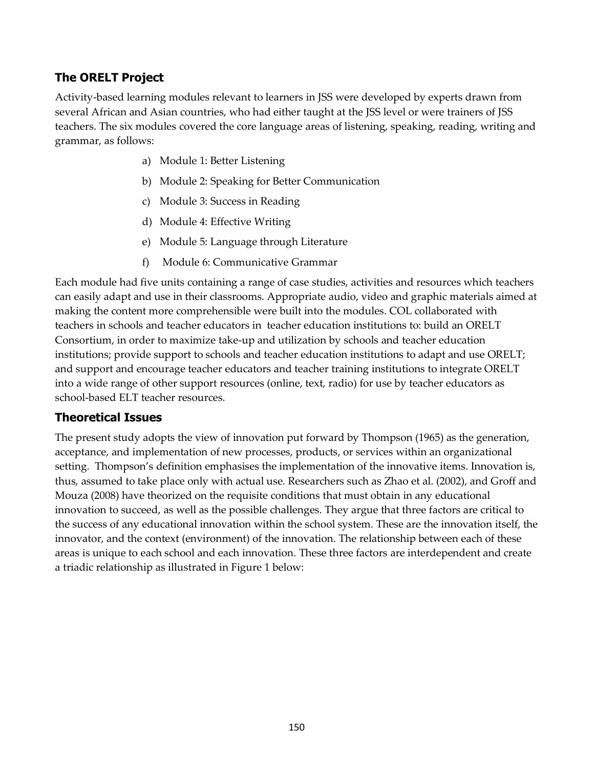## The ORELT Project

Activity-based learning modules relevant to learners in JSS were developed by experts drawn from several African and Asian countries, who had either taught at the JSS level or were trainers of JSS teachers. The six modules covered the core language areas of listening, speaking, reading, writing and grammar, as follows:

a) Module 1: Better Listening
b) Module 2: Speaking for Better Communication
c) Module 3: Success in Reading
d) Module 4: Effective Writing
e) Module 5: Language through Literature
f) Module 6: Communicative Grammar

Each module had five units containing a range of case studies, activities and resources which teachers can easily adapt and use in their classrooms. Appropriate audio, video and graphic materials aimed at making the content more comprehensible were built into the modules. COL collaborated with teachers in schools and teacher educators in teacher education institutions to: build an ORELT Consortium, in order to maximize take-up and utilization by schools and teacher education institutions; provide support to schools and teacher education institutions to adapt and use ORELT; and support and encourage teacher educators and teacher training institutions to integrate ORELT into a wide range of other support resources (online, text, radio) for use by teacher educators as school-based ELT teacher resources.

## Theoretical Issues

The present study adopts the view of innovation put forward by Thompson (1965) as the generation, acceptance, and implementation of new processes, products, or services within an organizational setting. Thompson's definition emphasises the implementation of the innovative items. Innovation is, thus, assumed to take place only with actual use. Researchers such as Zhao et al. (2002), and Groff and Mouza (2008) have theorized on the requisite conditions that must obtain in any educational innovation to succeed, as well as the possible challenges. They argue that three factors are critical to the success of any educational innovation within the school system. These are the innovation itself, the innovator, and the context (environment) of the innovation. The relationship between each of these areas is unique to each school and each innovation. These three factors are interdependent and create a triadic relationship as illustrated in Figure 1 below: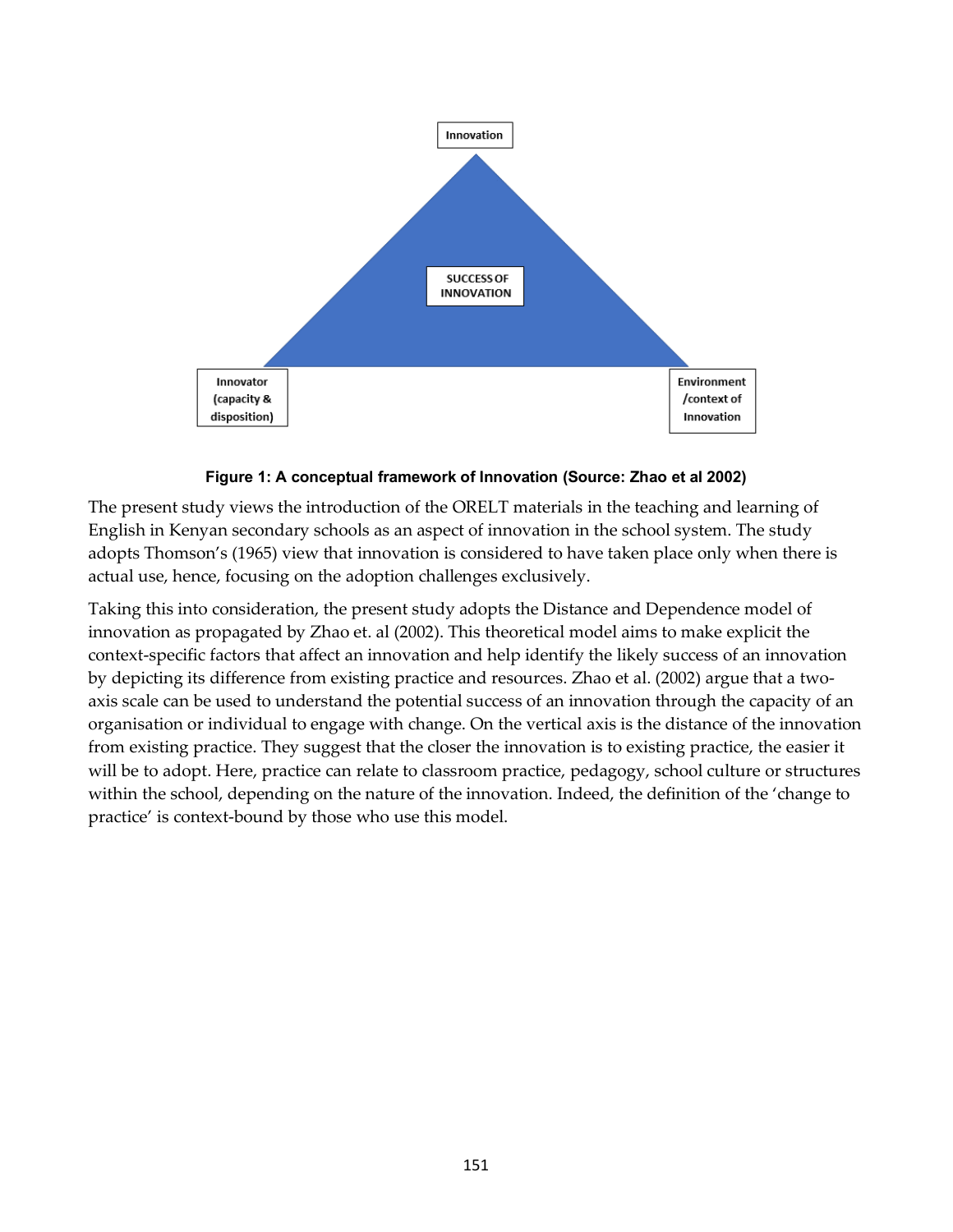Innovation

SUCCESS OF INNOVATION

Innovator (capacity & disposition)

Environment /context of Innovation

**Figure 1: A conceptual framework of Innovation (Source: Zhao et al 2002)**

The present study views the introduction of the ORELT materials in the teaching and learning of English in Kenyan secondary schools as an aspect of innovation in the school system. The study adopts Thomson's (1965) view that innovation is considered to have taken place only when there is actual use, hence, focusing on the adoption challenges exclusively.

Taking this into consideration, the present study adopts the Distance and Dependence model of innovation as propagated by Zhao et. al (2002). This theoretical model aims to make explicit the context-specific factors that affect an innovation and help identify the likely success of an innovation by depicting its difference from existing practice and resources. Zhao et al. (2002) argue that a two-axis scale can be used to understand the potential success of an innovation through the capacity of an organisation or individual to engage with change. On the vertical axis is the distance of the innovation from existing practice. They suggest that the closer the innovation is to existing practice, the easier it will be to adopt. Here, practice can relate to classroom practice, pedagogy, school culture or structures within the school, depending on the nature of the innovation. Indeed, the definition of the 'change to practice' is context-bound by those who use this model.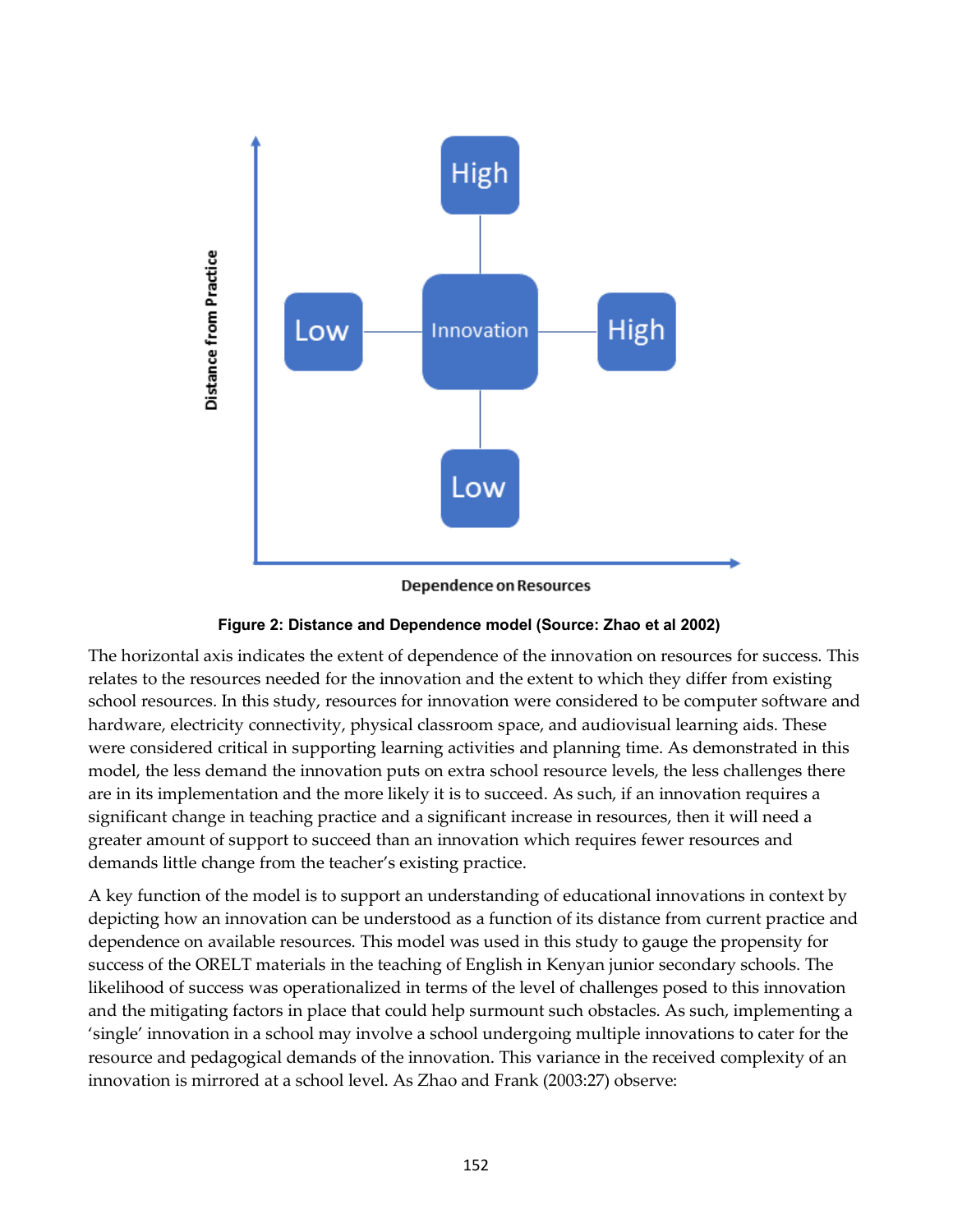Figure 2: Distance and Dependence model (Source: Zhao et al 2002)

The horizontal axis indicates the extent of dependence of the innovation on resources for success. This relates to the resources needed for the innovation and the extent to which they differ from existing school resources. In this study, resources for innovation were considered to be computer software and hardware, electricity connectivity, physical classroom space, and audiovisual learning aids. These were considered critical in supporting learning activities and planning time. As demonstrated in this model, the less demand the innovation puts on extra school resource levels, the less challenges there are in its implementation and the more likely it is to succeed. As such, if an innovation requires a significant change in teaching practice and a significant increase in resources, then it will need a greater amount of support to succeed than an innovation which requires fewer resources and demands little change from the teacher's existing practice.

A key function of the model is to support an understanding of educational innovations in context by depicting how an innovation can be understood as a function of its distance from current practice and dependence on available resources. This model was used in this study to gauge the propensity for success of the ORELT materials in the teaching of English in Kenyan junior secondary schools. The likelihood of success was operationalized in terms of the level of challenges posed to this innovation and the mitigating factors in place that could help surmount such obstacles. As such, implementing a 'single' innovation in a school may involve a school undergoing multiple innovations to cater for the resource and pedagogical demands of the innovation. This variance in the received complexity of an innovation is mirrored at a school level. As Zhao and Frank (2003:27) observe: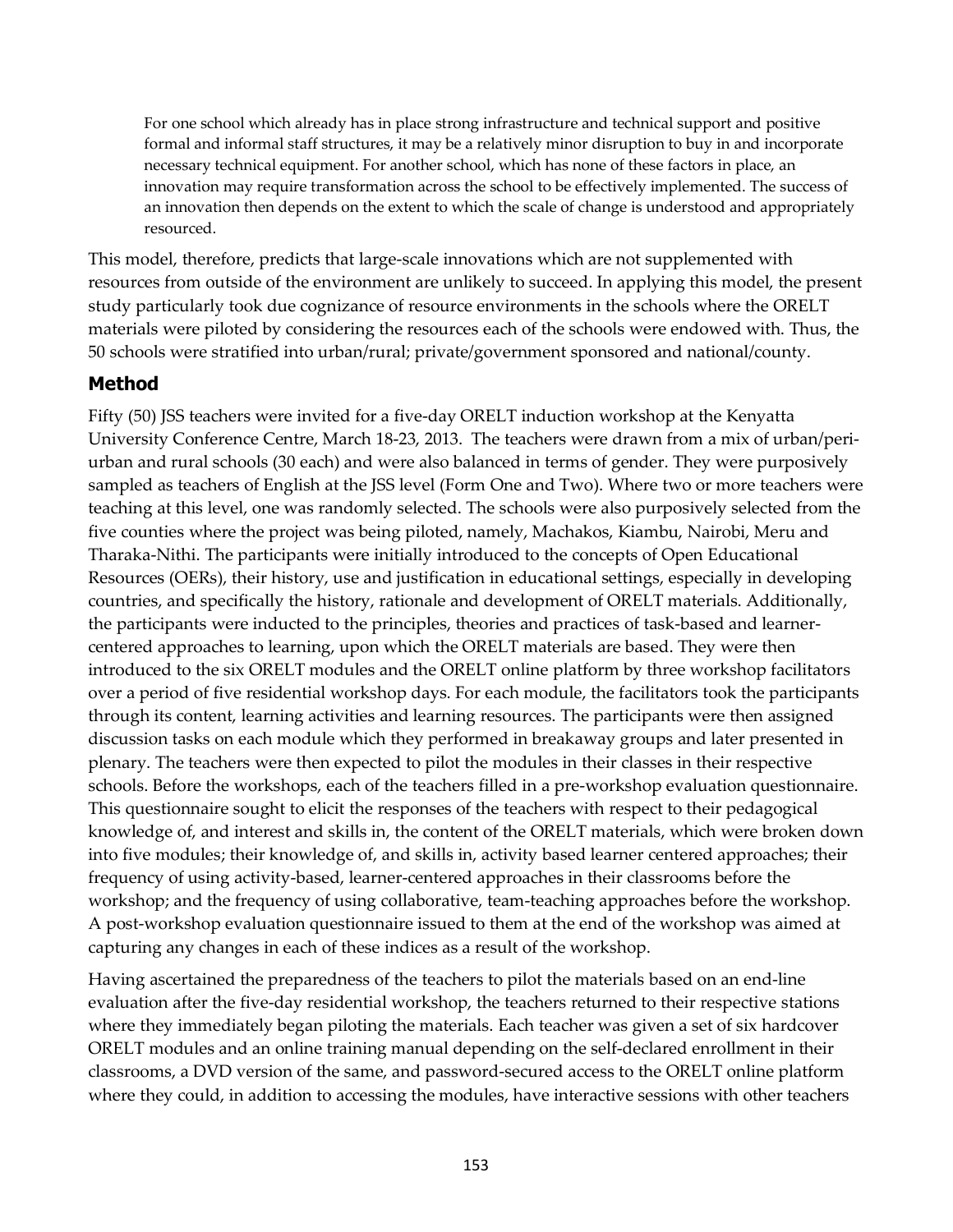> For one school which already has in place strong infrastructure and technical support and positive formal and informal staff structures, it may be a relatively minor disruption to buy in and incorporate necessary technical equipment. For another school, which has none of these factors in place, an innovation may require transformation across the school to be effectively implemented. The success of an innovation then depends on the extent to which the scale of change is understood and appropriately resourced.

This model, therefore, predicts that large-scale innovations which are not supplemented with resources from outside of the environment are unlikely to succeed. In applying this model, the present study particularly took due cognizance of resource environments in the schools where the ORELT materials were piloted by considering the resources each of the schools were endowed with. Thus, the 50 schools were stratified into urban/rural; private/government sponsored and national/county.

## Method

Fifty (50) JSS teachers were invited for a five-day ORELT induction workshop at the Kenyatta University Conference Centre, March 18-23, 2013. The teachers were drawn from a mix of urban/peri-urban and rural schools (30 each) and were also balanced in terms of gender. They were purposively sampled as teachers of English at the JSS level (Form One and Two). Where two or more teachers were teaching at this level, one was randomly selected. The schools were also purposively selected from the five counties where the project was being piloted, namely, Machakos, Kiambu, Nairobi, Meru and Tharaka-Nithi. The participants were initially introduced to the concepts of Open Educational Resources (OERs), their history, use and justification in educational settings, especially in developing countries, and specifically the history, rationale and development of ORELT materials. Additionally, the participants were inducted to the principles, theories and practices of task-based and learner-centered approaches to learning, upon which the ORELT materials are based. They were then introduced to the six ORELT modules and the ORELT online platform by three workshop facilitators over a period of five residential workshop days. For each module, the facilitators took the participants through its content, learning activities and learning resources. The participants were then assigned discussion tasks on each module which they performed in breakaway groups and later presented in plenary. The teachers were then expected to pilot the modules in their classes in their respective schools. Before the workshops, each of the teachers filled in a pre-workshop evaluation questionnaire. This questionnaire sought to elicit the responses of the teachers with respect to their pedagogical knowledge of, and interest and skills in, the content of the ORELT materials, which were broken down into five modules; their knowledge of, and skills in, activity based learner centered approaches; their frequency of using activity-based, learner-centered approaches in their classrooms before the workshop; and the frequency of using collaborative, team-teaching approaches before the workshop. A post-workshop evaluation questionnaire issued to them at the end of the workshop was aimed at capturing any changes in each of these indices as a result of the workshop.

Having ascertained the preparedness of the teachers to pilot the materials based on an end-line evaluation after the five-day residential workshop, the teachers returned to their respective stations where they immediately began piloting the materials. Each teacher was given a set of six hardcover ORELT modules and an online training manual depending on the self-declared enrollment in their classrooms, a DVD version of the same, and password-secured access to the ORELT online platform where they could, in addition to accessing the modules, have interactive sessions with other teachers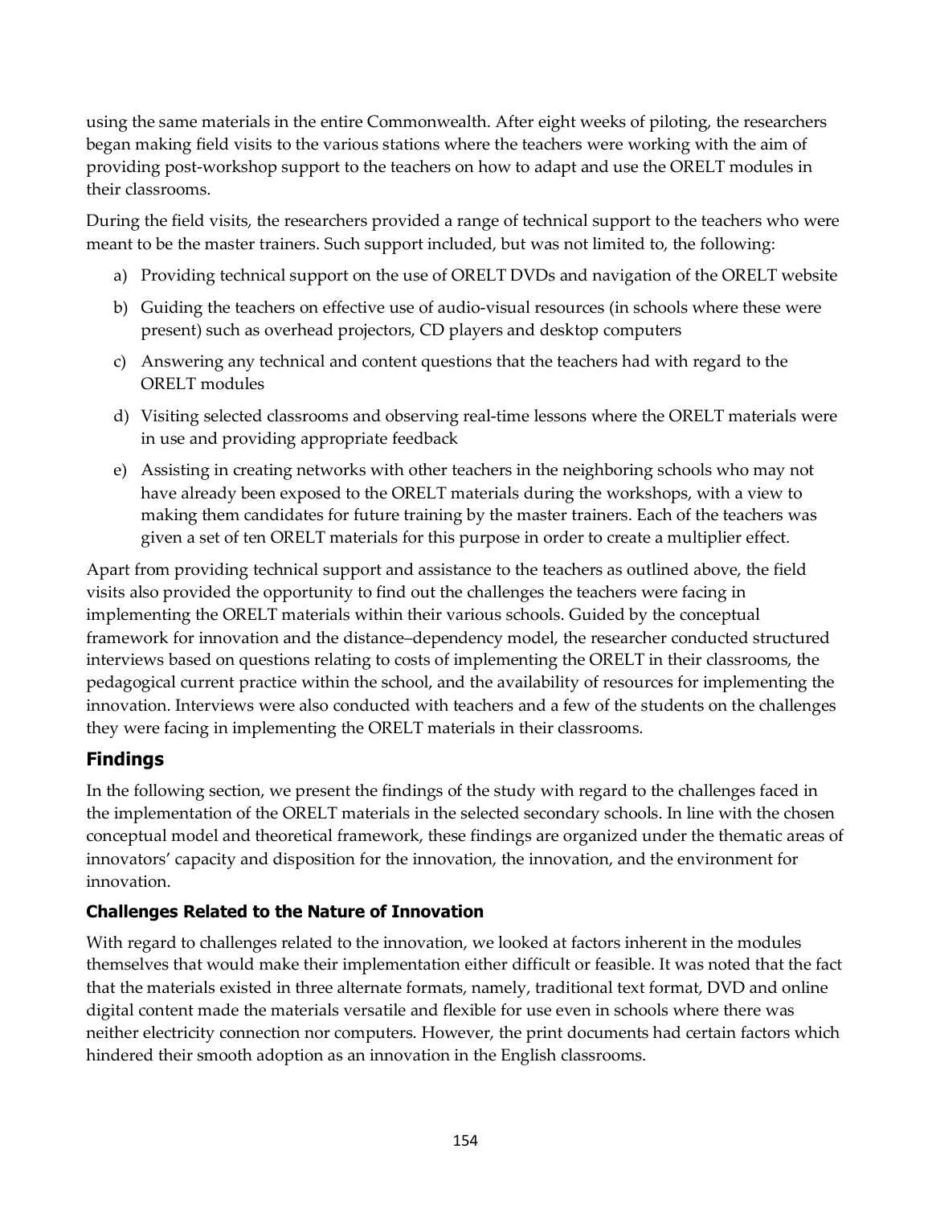using the same materials in the entire Commonwealth. After eight weeks of piloting, the researchers began making field visits to the various stations where the teachers were working with the aim of providing post-workshop support to the teachers on how to adapt and use the ORELT modules in their classrooms.

During the field visits, the researchers provided a range of technical support to the teachers who were meant to be the master trainers. Such support included, but was not limited to, the following:

a) Providing technical support on the use of ORELT DVDs and navigation of the ORELT website
b) Guiding the teachers on effective use of audio-visual resources (in schools where these were present) such as overhead projectors, CD players and desktop computers
c) Answering any technical and content questions that the teachers had with regard to the ORELT modules
d) Visiting selected classrooms and observing real-time lessons where the ORELT materials were in use and providing appropriate feedback
e) Assisting in creating networks with other teachers in the neighboring schools who may not have already been exposed to the ORELT materials during the workshops, with a view to making them candidates for future training by the master trainers. Each of the teachers was given a set of ten ORELT materials for this purpose in order to create a multiplier effect.

Apart from providing technical support and assistance to the teachers as outlined above, the field visits also provided the opportunity to find out the challenges the teachers were facing in implementing the ORELT materials within their various schools. Guided by the conceptual framework for innovation and the distance–dependency model, the researcher conducted structured interviews based on questions relating to costs of implementing the ORELT in their classrooms, the pedagogical current practice within the school, and the availability of resources for implementing the innovation. Interviews were also conducted with teachers and a few of the students on the challenges they were facing in implementing the ORELT materials in their classrooms.

## Findings

In the following section, we present the findings of the study with regard to the challenges faced in the implementation of the ORELT materials in the selected secondary schools. In line with the chosen conceptual model and theoretical framework, these findings are organized under the thematic areas of innovators' capacity and disposition for the innovation, the innovation, and the environment for innovation.

### Challenges Related to the Nature of Innovation

With regard to challenges related to the innovation, we looked at factors inherent in the modules themselves that would make their implementation either difficult or feasible. It was noted that the fact that the materials existed in three alternate formats, namely, traditional text format, DVD and online digital content made the materials versatile and flexible for use even in schools where there was neither electricity connection nor computers. However, the print documents had certain factors which hindered their smooth adoption as an innovation in the English classrooms.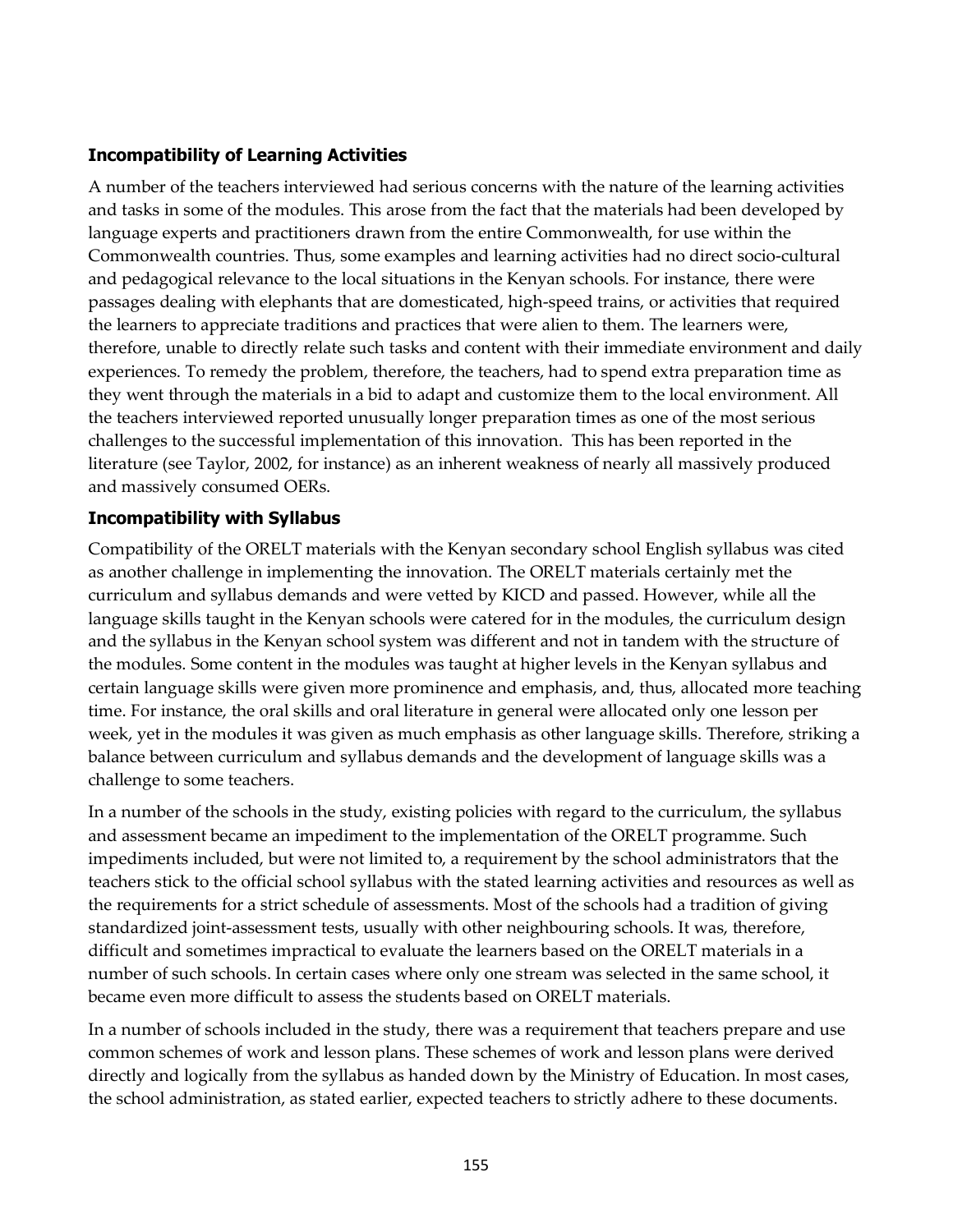### Incompatibility of Learning Activities

A number of the teachers interviewed had serious concerns with the nature of the learning activities and tasks in some of the modules. This arose from the fact that the materials had been developed by language experts and practitioners drawn from the entire Commonwealth, for use within the Commonwealth countries. Thus, some examples and learning activities had no direct socio-cultural and pedagogical relevance to the local situations in the Kenyan schools. For instance, there were passages dealing with elephants that are domesticated, high-speed trains, or activities that required the learners to appreciate traditions and practices that were alien to them. The learners were, therefore, unable to directly relate such tasks and content with their immediate environment and daily experiences. To remedy the problem, therefore, the teachers, had to spend extra preparation time as they went through the materials in a bid to adapt and customize them to the local environment. All the teachers interviewed reported unusually longer preparation times as one of the most serious challenges to the successful implementation of this innovation. This has been reported in the literature (see Taylor, 2002, for instance) as an inherent weakness of nearly all massively produced and massively consumed OERs.

### Incompatibility with Syllabus

Compatibility of the ORELT materials with the Kenyan secondary school English syllabus was cited as another challenge in implementing the innovation. The ORELT materials certainly met the curriculum and syllabus demands and were vetted by KICD and passed. However, while all the language skills taught in the Kenyan schools were catered for in the modules, the curriculum design and the syllabus in the Kenyan school system was different and not in tandem with the structure of the modules. Some content in the modules was taught at higher levels in the Kenyan syllabus and certain language skills were given more prominence and emphasis, and, thus, allocated more teaching time. For instance, the oral skills and oral literature in general were allocated only one lesson per week, yet in the modules it was given as much emphasis as other language skills. Therefore, striking a balance between curriculum and syllabus demands and the development of language skills was a challenge to some teachers.

In a number of the schools in the study, existing policies with regard to the curriculum, the syllabus and assessment became an impediment to the implementation of the ORELT programme. Such impediments included, but were not limited to, a requirement by the school administrators that the teachers stick to the official school syllabus with the stated learning activities and resources as well as the requirements for a strict schedule of assessments. Most of the schools had a tradition of giving standardized joint-assessment tests, usually with other neighbouring schools. It was, therefore, difficult and sometimes impractical to evaluate the learners based on the ORELT materials in a number of such schools. In certain cases where only one stream was selected in the same school, it became even more difficult to assess the students based on ORELT materials.

In a number of schools included in the study, there was a requirement that teachers prepare and use common schemes of work and lesson plans. These schemes of work and lesson plans were derived directly and logically from the syllabus as handed down by the Ministry of Education. In most cases, the school administration, as stated earlier, expected teachers to strictly adhere to these documents.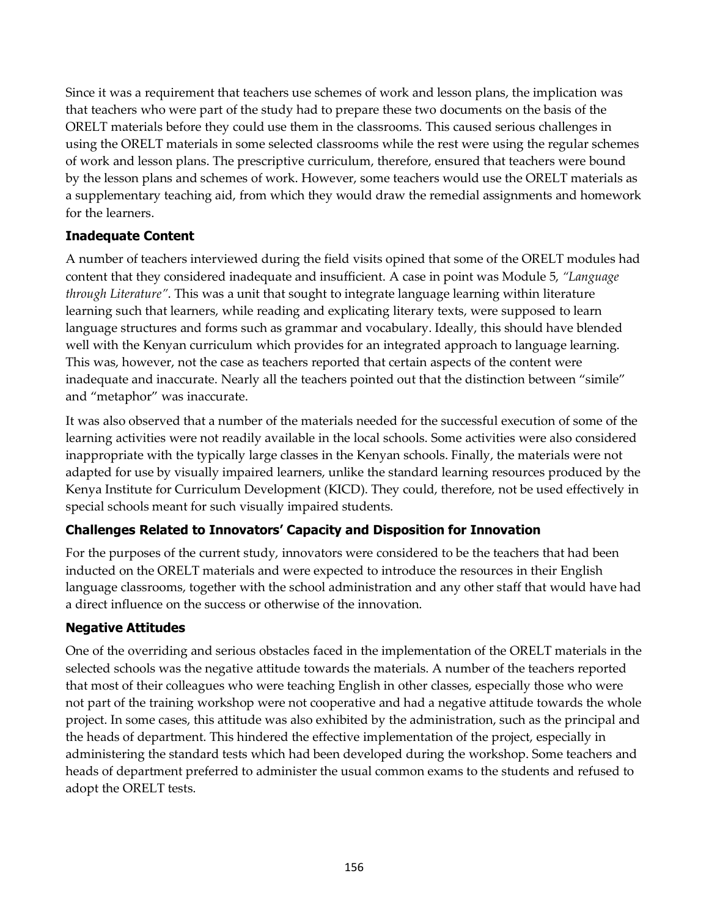Since it was a requirement that teachers use schemes of work and lesson plans, the implication was that teachers who were part of the study had to prepare these two documents on the basis of the ORELT materials before they could use them in the classrooms. This caused serious challenges in using the ORELT materials in some selected classrooms while the rest were using the regular schemes of work and lesson plans. The prescriptive curriculum, therefore, ensured that teachers were bound by the lesson plans and schemes of work. However, some teachers would use the ORELT materials as a supplementary teaching aid, from which they would draw the remedial assignments and homework for the learners.

### Inadequate Content

A number of teachers interviewed during the field visits opined that some of the ORELT modules had content that they considered inadequate and insufficient. A case in point was Module 5, *"Language through Literature"*. This was a unit that sought to integrate language learning within literature learning such that learners, while reading and explicating literary texts, were supposed to learn language structures and forms such as grammar and vocabulary. Ideally, this should have blended well with the Kenyan curriculum which provides for an integrated approach to language learning. This was, however, not the case as teachers reported that certain aspects of the content were inadequate and inaccurate. Nearly all the teachers pointed out that the distinction between "simile" and "metaphor" was inaccurate.

It was also observed that a number of the materials needed for the successful execution of some of the learning activities were not readily available in the local schools. Some activities were also considered inappropriate with the typically large classes in the Kenyan schools. Finally, the materials were not adapted for use by visually impaired learners, unlike the standard learning resources produced by the Kenya Institute for Curriculum Development (KICD). They could, therefore, not be used effectively in special schools meant for such visually impaired students.

### Challenges Related to Innovators' Capacity and Disposition for Innovation

For the purposes of the current study, innovators were considered to be the teachers that had been inducted on the ORELT materials and were expected to introduce the resources in their English language classrooms, together with the school administration and any other staff that would have had a direct influence on the success or otherwise of the innovation.

### Negative Attitudes

One of the overriding and serious obstacles faced in the implementation of the ORELT materials in the selected schools was the negative attitude towards the materials. A number of the teachers reported that most of their colleagues who were teaching English in other classes, especially those who were not part of the training workshop were not cooperative and had a negative attitude towards the whole project. In some cases, this attitude was also exhibited by the administration, such as the principal and the heads of department. This hindered the effective implementation of the project, especially in administering the standard tests which had been developed during the workshop. Some teachers and heads of department preferred to administer the usual common exams to the students and refused to adopt the ORELT tests.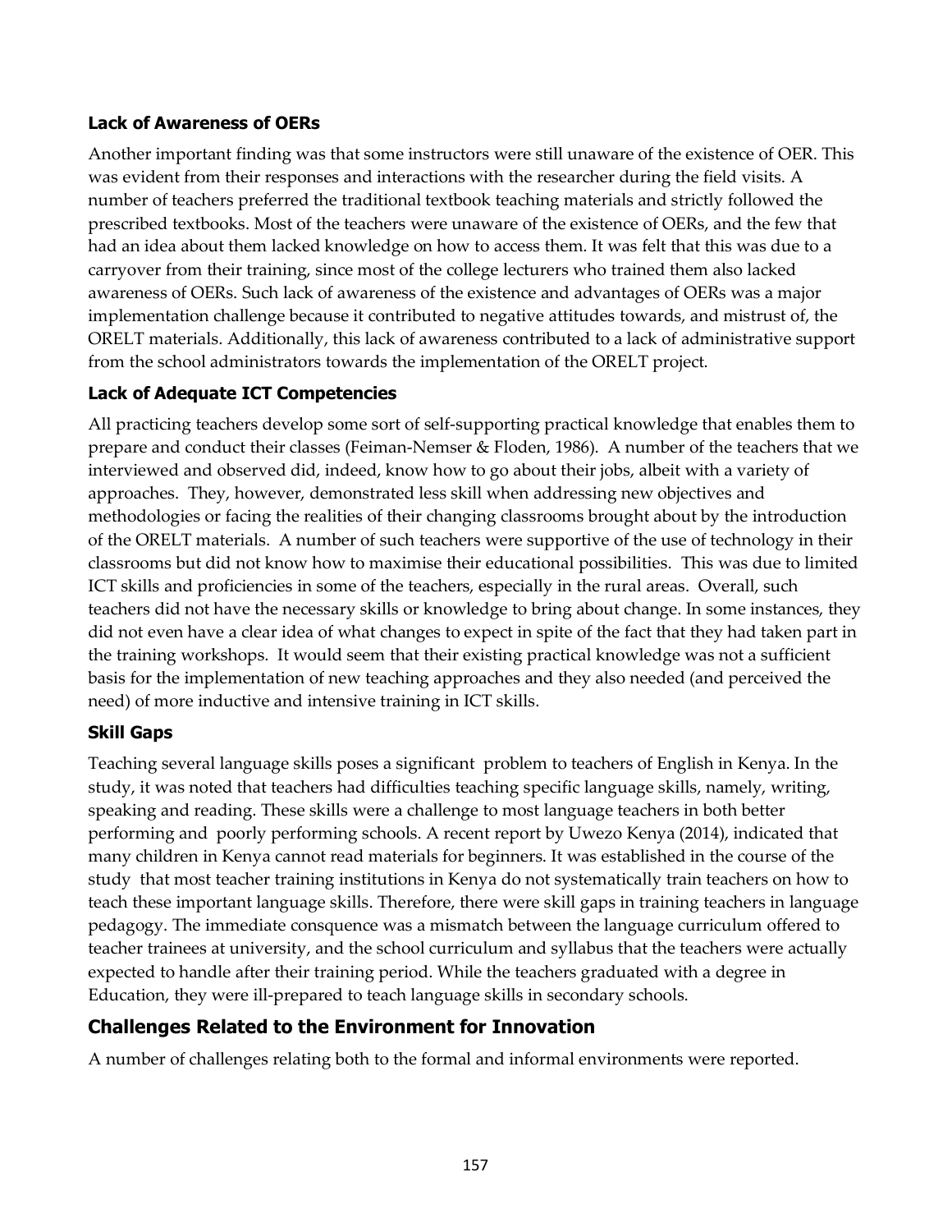### Lack of Awareness of OERs

Another important finding was that some instructors were still unaware of the existence of OER. This was evident from their responses and interactions with the researcher during the field visits. A number of teachers preferred the traditional textbook teaching materials and strictly followed the prescribed textbooks. Most of the teachers were unaware of the existence of OERs, and the few that had an idea about them lacked knowledge on how to access them. It was felt that this was due to a carryover from their training, since most of the college lecturers who trained them also lacked awareness of OERs. Such lack of awareness of the existence and advantages of OERs was a major implementation challenge because it contributed to negative attitudes towards, and mistrust of, the ORELT materials. Additionally, this lack of awareness contributed to a lack of administrative support from the school administrators towards the implementation of the ORELT project.

### Lack of Adequate ICT Competencies

All practicing teachers develop some sort of self-supporting practical knowledge that enables them to prepare and conduct their classes (Feiman-Nemser & Floden, 1986). A number of the teachers that we interviewed and observed did, indeed, know how to go about their jobs, albeit with a variety of approaches. They, however, demonstrated less skill when addressing new objectives and methodologies or facing the realities of their changing classrooms brought about by the introduction of the ORELT materials. A number of such teachers were supportive of the use of technology in their classrooms but did not know how to maximise their educational possibilities. This was due to limited ICT skills and proficiencies in some of the teachers, especially in the rural areas. Overall, such teachers did not have the necessary skills or knowledge to bring about change. In some instances, they did not even have a clear idea of what changes to expect in spite of the fact that they had taken part in the training workshops. It would seem that their existing practical knowledge was not a sufficient basis for the implementation of new teaching approaches and they also needed (and perceived the need) of more inductive and intensive training in ICT skills.

### Skill Gaps

Teaching several language skills poses a significant problem to teachers of English in Kenya. In the study, it was noted that teachers had difficulties teaching specific language skills, namely, writing, speaking and reading. These skills were a challenge to most language teachers in both better performing and poorly performing schools. A recent report by Uwezo Kenya (2014), indicated that many children in Kenya cannot read materials for beginners. It was established in the course of the study that most teacher training institutions in Kenya do not systematically train teachers on how to teach these important language skills. Therefore, there were skill gaps in training teachers in language pedagogy. The immediate consquence was a mismatch between the language curriculum offered to teacher trainees at university, and the school curriculum and syllabus that the teachers were actually expected to handle after their training period. While the teachers graduated with a degree in Education, they were ill-prepared to teach language skills in secondary schools.

## Challenges Related to the Environment for Innovation

A number of challenges relating both to the formal and informal environments were reported.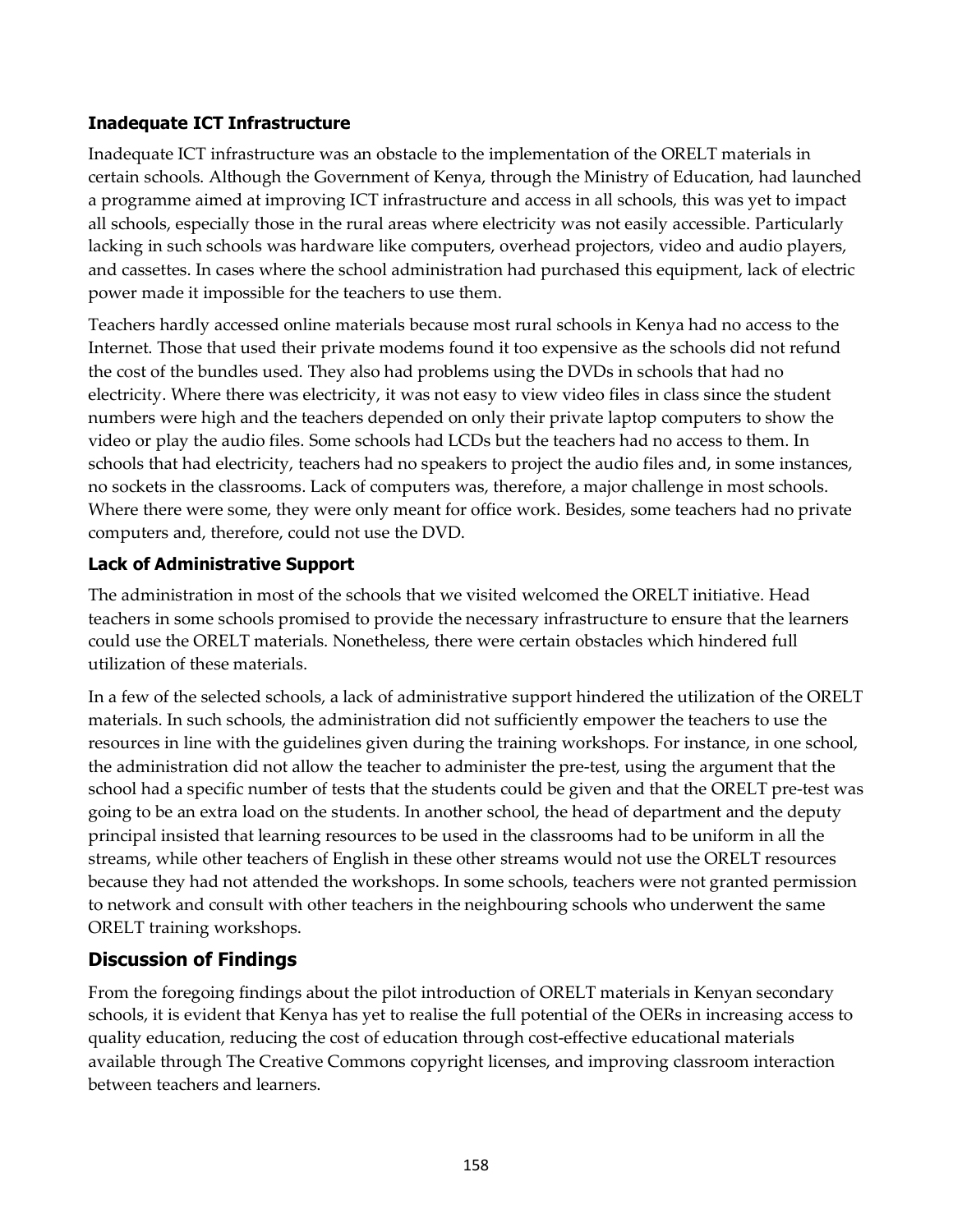### Inadequate ICT Infrastructure

Inadequate ICT infrastructure was an obstacle to the implementation of the ORELT materials in certain schools. Although the Government of Kenya, through the Ministry of Education, had launched a programme aimed at improving ICT infrastructure and access in all schools, this was yet to impact all schools, especially those in the rural areas where electricity was not easily accessible. Particularly lacking in such schools was hardware like computers, overhead projectors, video and audio players, and cassettes. In cases where the school administration had purchased this equipment, lack of electric power made it impossible for the teachers to use them.

Teachers hardly accessed online materials because most rural schools in Kenya had no access to the Internet. Those that used their private modems found it too expensive as the schools did not refund the cost of the bundles used. They also had problems using the DVDs in schools that had no electricity. Where there was electricity, it was not easy to view video files in class since the student numbers were high and the teachers depended on only their private laptop computers to show the video or play the audio files. Some schools had LCDs but the teachers had no access to them. In schools that had electricity, teachers had no speakers to project the audio files and, in some instances, no sockets in the classrooms. Lack of computers was, therefore, a major challenge in most schools. Where there were some, they were only meant for office work. Besides, some teachers had no private computers and, therefore, could not use the DVD.

### Lack of Administrative Support

The administration in most of the schools that we visited welcomed the ORELT initiative. Head teachers in some schools promised to provide the necessary infrastructure to ensure that the learners could use the ORELT materials. Nonetheless, there were certain obstacles which hindered full utilization of these materials.

In a few of the selected schools, a lack of administrative support hindered the utilization of the ORELT materials. In such schools, the administration did not sufficiently empower the teachers to use the resources in line with the guidelines given during the training workshops. For instance, in one school, the administration did not allow the teacher to administer the pre-test, using the argument that the school had a specific number of tests that the students could be given and that the ORELT pre-test was going to be an extra load on the students. In another school, the head of department and the deputy principal insisted that learning resources to be used in the classrooms had to be uniform in all the streams, while other teachers of English in these other streams would not use the ORELT resources because they had not attended the workshops. In some schools, teachers were not granted permission to network and consult with other teachers in the neighbouring schools who underwent the same ORELT training workshops.

## Discussion of Findings

From the foregoing findings about the pilot introduction of ORELT materials in Kenyan secondary schools, it is evident that Kenya has yet to realise the full potential of the OERs in increasing access to quality education, reducing the cost of education through cost-effective educational materials available through The Creative Commons copyright licenses, and improving classroom interaction between teachers and learners.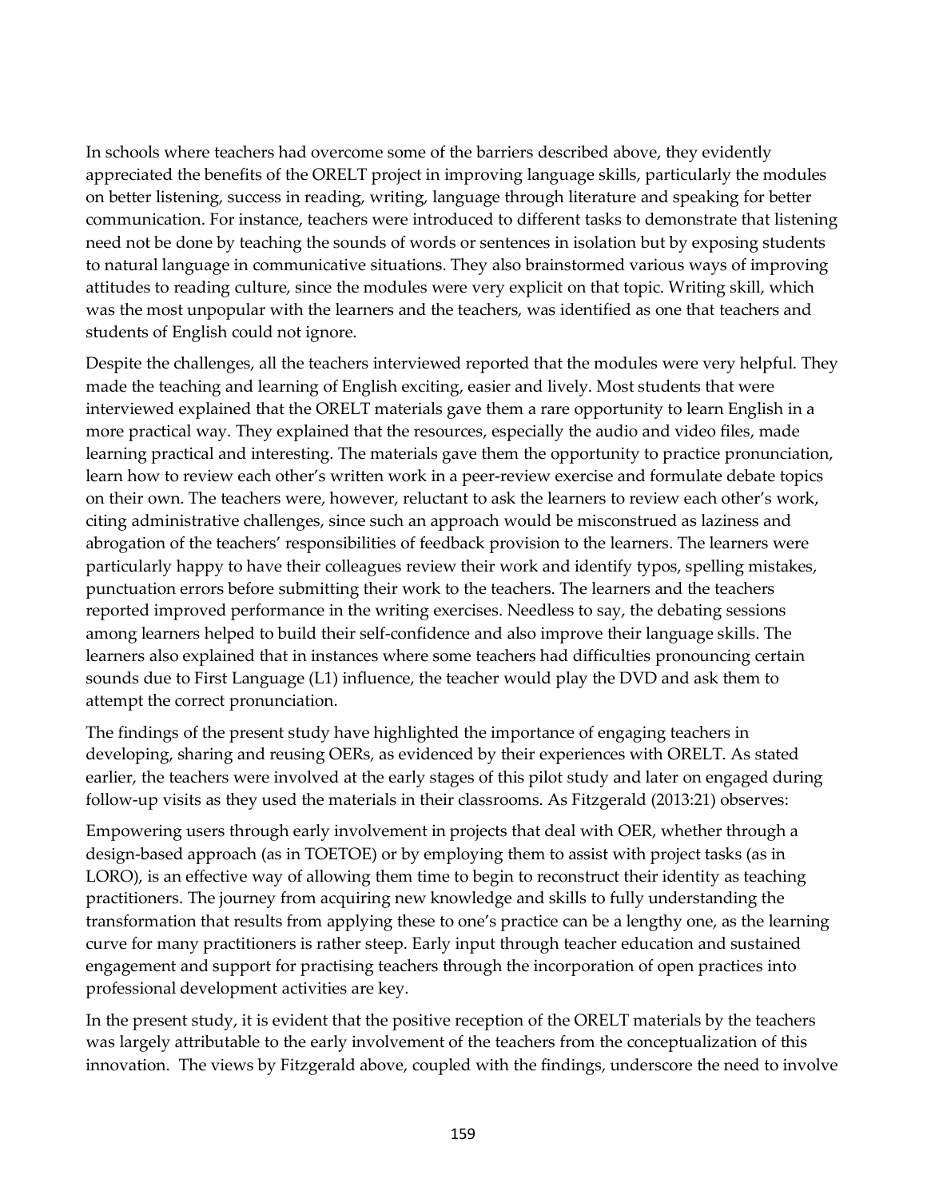In schools where teachers had overcome some of the barriers described above, they evidently appreciated the benefits of the ORELT project in improving language skills, particularly the modules on better listening, success in reading, writing, language through literature and speaking for better communication. For instance, teachers were introduced to different tasks to demonstrate that listening need not be done by teaching the sounds of words or sentences in isolation but by exposing students to natural language in communicative situations. They also brainstormed various ways of improving attitudes to reading culture, since the modules were very explicit on that topic. Writing skill, which was the most unpopular with the learners and the teachers, was identified as one that teachers and students of English could not ignore.

Despite the challenges, all the teachers interviewed reported that the modules were very helpful. They made the teaching and learning of English exciting, easier and lively. Most students that were interviewed explained that the ORELT materials gave them a rare opportunity to learn English in a more practical way. They explained that the resources, especially the audio and video files, made learning practical and interesting. The materials gave them the opportunity to practice pronunciation, learn how to review each other's written work in a peer-review exercise and formulate debate topics on their own. The teachers were, however, reluctant to ask the learners to review each other's work, citing administrative challenges, since such an approach would be misconstrued as laziness and abrogation of the teachers' responsibilities of feedback provision to the learners. The learners were particularly happy to have their colleagues review their work and identify typos, spelling mistakes, punctuation errors before submitting their work to the teachers. The learners and the teachers reported improved performance in the writing exercises. Needless to say, the debating sessions among learners helped to build their self-confidence and also improve their language skills. The learners also explained that in instances where some teachers had difficulties pronouncing certain sounds due to First Language (L1) influence, the teacher would play the DVD and ask them to attempt the correct pronunciation.

The findings of the present study have highlighted the importance of engaging teachers in developing, sharing and reusing OERs, as evidenced by their experiences with ORELT. As stated earlier, the teachers were involved at the early stages of this pilot study and later on engaged during follow-up visits as they used the materials in their classrooms. As Fitzgerald (2013:21) observes:

> Empowering users through early involvement in projects that deal with OER, whether through a design-based approach (as in TOETOE) or by employing them to assist with project tasks (as in LORO), is an effective way of allowing them time to begin to reconstruct their identity as teaching practitioners. The journey from acquiring new knowledge and skills to fully understanding the transformation that results from applying these to one's practice can be a lengthy one, as the learning curve for many practitioners is rather steep. Early input through teacher education and sustained engagement and support for practising teachers through the incorporation of open practices into professional development activities are key.

In the present study, it is evident that the positive reception of the ORELT materials by the teachers was largely attributable to the early involvement of the teachers from the conceptualization of this innovation. The views by Fitzgerald above, coupled with the findings, underscore the need to involve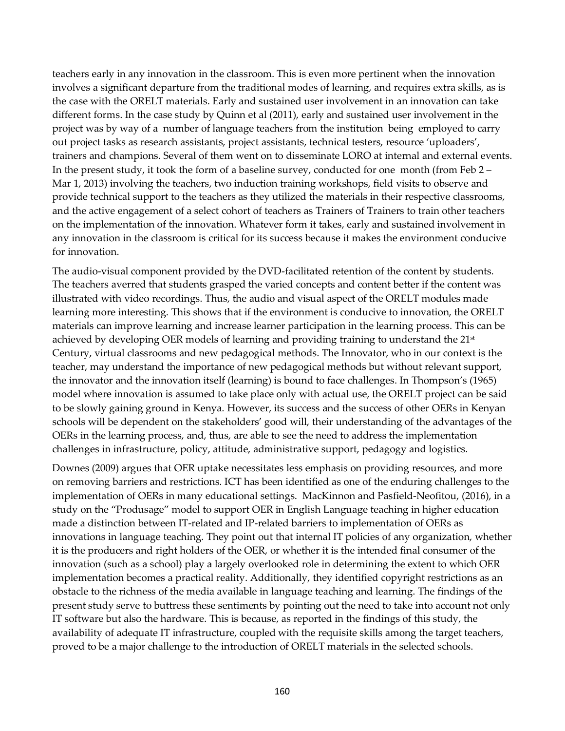teachers early in any innovation in the classroom. This is even more pertinent when the innovation involves a significant departure from the traditional modes of learning, and requires extra skills, as is the case with the ORELT materials. Early and sustained user involvement in an innovation can take different forms. In the case study by Quinn et al (2011), early and sustained user involvement in the project was by way of a number of language teachers from the institution being employed to carry out project tasks as research assistants, project assistants, technical testers, resource 'uploaders', trainers and champions. Several of them went on to disseminate LORO at internal and external events. In the present study, it took the form of a baseline survey, conducted for one month (from Feb 2 – Mar 1, 2013) involving the teachers, two induction training workshops, field visits to observe and provide technical support to the teachers as they utilized the materials in their respective classrooms, and the active engagement of a select cohort of teachers as Trainers of Trainers to train other teachers on the implementation of the innovation. Whatever form it takes, early and sustained involvement in any innovation in the classroom is critical for its success because it makes the environment conducive for innovation.

The audio-visual component provided by the DVD-facilitated retention of the content by students. The teachers averred that students grasped the varied concepts and content better if the content was illustrated with video recordings. Thus, the audio and visual aspect of the ORELT modules made learning more interesting. This shows that if the environment is conducive to innovation, the ORELT materials can improve learning and increase learner participation in the learning process. This can be achieved by developing OER models of learning and providing training to understand the 21st Century, virtual classrooms and new pedagogical methods. The Innovator, who in our context is the teacher, may understand the importance of new pedagogical methods but without relevant support, the innovator and the innovation itself (learning) is bound to face challenges. In Thompson's (1965) model where innovation is assumed to take place only with actual use, the ORELT project can be said to be slowly gaining ground in Kenya. However, its success and the success of other OERs in Kenyan schools will be dependent on the stakeholders' good will, their understanding of the advantages of the OERs in the learning process, and, thus, are able to see the need to address the implementation challenges in infrastructure, policy, attitude, administrative support, pedagogy and logistics.

Downes (2009) argues that OER uptake necessitates less emphasis on providing resources, and more on removing barriers and restrictions. ICT has been identified as one of the enduring challenges to the implementation of OERs in many educational settings. MacKinnon and Pasfield-Neofitou, (2016), in a study on the "Produsage" model to support OER in English Language teaching in higher education made a distinction between IT-related and IP-related barriers to implementation of OERs as innovations in language teaching. They point out that internal IT policies of any organization, whether it is the producers and right holders of the OER, or whether it is the intended final consumer of the innovation (such as a school) play a largely overlooked role in determining the extent to which OER implementation becomes a practical reality. Additionally, they identified copyright restrictions as an obstacle to the richness of the media available in language teaching and learning. The findings of the present study serve to buttress these sentiments by pointing out the need to take into account not only IT software but also the hardware. This is because, as reported in the findings of this study, the availability of adequate IT infrastructure, coupled with the requisite skills among the target teachers, proved to be a major challenge to the introduction of ORELT materials in the selected schools.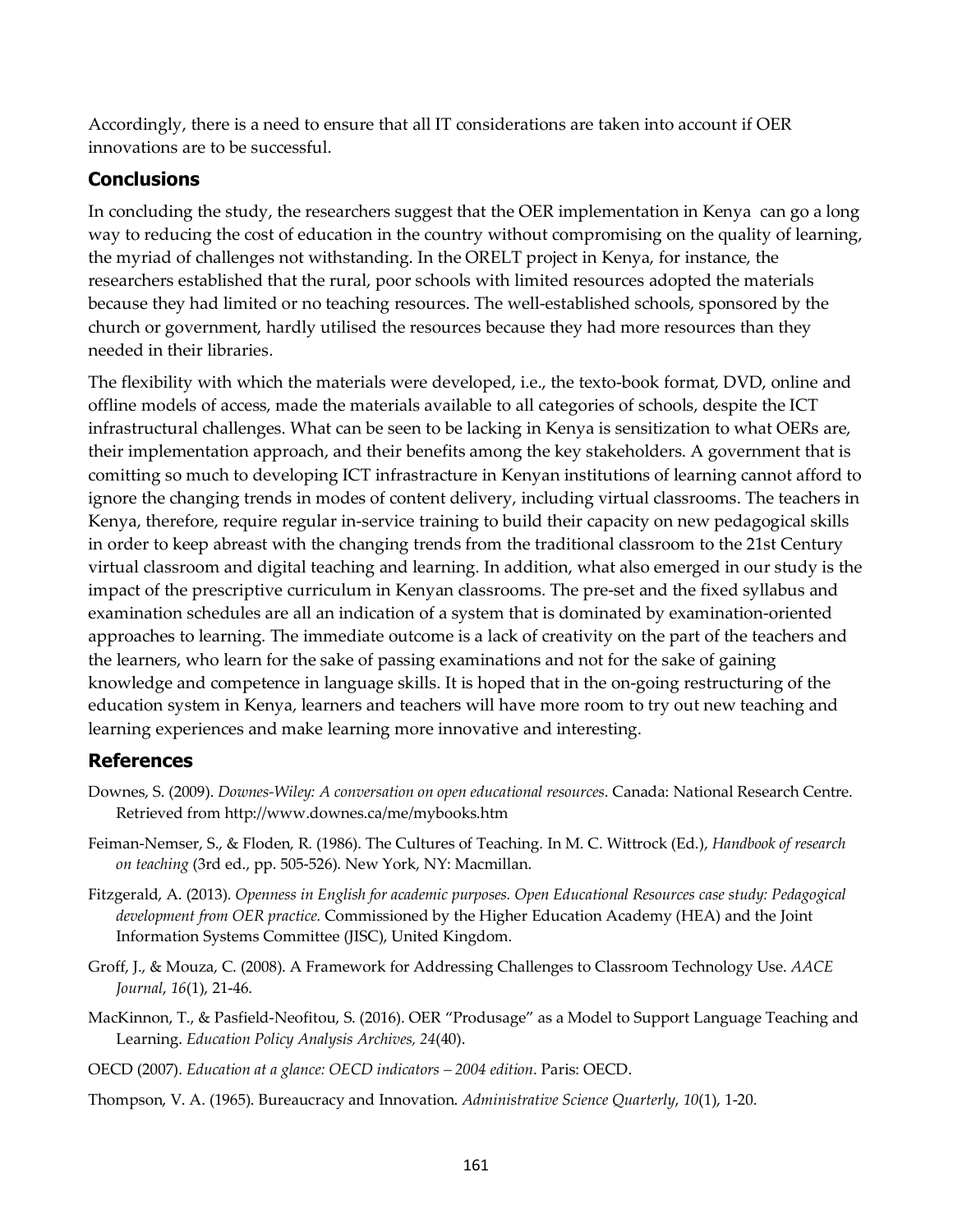Accordingly, there is a need to ensure that all IT considerations are taken into account if OER innovations are to be successful.

## Conclusions

In concluding the study, the researchers suggest that the OER implementation in Kenya can go a long way to reducing the cost of education in the country without compromising on the quality of learning, the myriad of challenges not withstanding. In the ORELT project in Kenya, for instance, the researchers established that the rural, poor schools with limited resources adopted the materials because they had limited or no teaching resources. The well-established schools, sponsored by the church or government, hardly utilised the resources because they had more resources than they needed in their libraries.

The flexibility with which the materials were developed, i.e., the texto-book format, DVD, online and offline models of access, made the materials available to all categories of schools, despite the ICT infrastructural challenges. What can be seen to be lacking in Kenya is sensitization to what OERs are, their implementation approach, and their benefits among the key stakeholders. A government that is comitting so much to developing ICT infrastracture in Kenyan institutions of learning cannot afford to ignore the changing trends in modes of content delivery, including virtual classrooms. The teachers in Kenya, therefore, require regular in-service training to build their capacity on new pedagogical skills in order to keep abreast with the changing trends from the traditional classroom to the 21st Century virtual classroom and digital teaching and learning. In addition, what also emerged in our study is the impact of the prescriptive curriculum in Kenyan classrooms. The pre-set and the fixed syllabus and examination schedules are all an indication of a system that is dominated by examination-oriented approaches to learning. The immediate outcome is a lack of creativity on the part of the teachers and the learners, who learn for the sake of passing examinations and not for the sake of gaining knowledge and competence in language skills. It is hoped that in the on-going restructuring of the education system in Kenya, learners and teachers will have more room to try out new teaching and learning experiences and make learning more innovative and interesting.

## References

Downes, S. (2009). *Downes-Wiley: A conversation on open educational resources*. Canada: National Research Centre. Retrieved from http://www.downes.ca/me/mybooks.htm

Feiman-Nemser, S., & Floden, R. (1986). The Cultures of Teaching. In M. C. Wittrock (Ed.), *Handbook of research on teaching* (3rd ed., pp. 505-526). New York, NY: Macmillan.

Fitzgerald, A. (2013). *Openness in English for academic purposes. Open Educational Resources case study: Pedagogical development from OER practice.* Commissioned by the Higher Education Academy (HEA) and the Joint Information Systems Committee (JISC), United Kingdom.

Groff, J., & Mouza, C. (2008). A Framework for Addressing Challenges to Classroom Technology Use. *AACE Journal*, *16*(1), 21-46.

MacKinnon, T., & Pasfield-Neofitou, S. (2016). OER "Produsage" as a Model to Support Language Teaching and Learning. *Education Policy Analysis Archives, 24*(40).

OECD (2007). *Education at a glance: OECD indicators – 2004 edition*. Paris: OECD.

Thompson, V. A. (1965). Bureaucracy and Innovation. *Administrative Science Quarterly*, *10*(1), 1-20.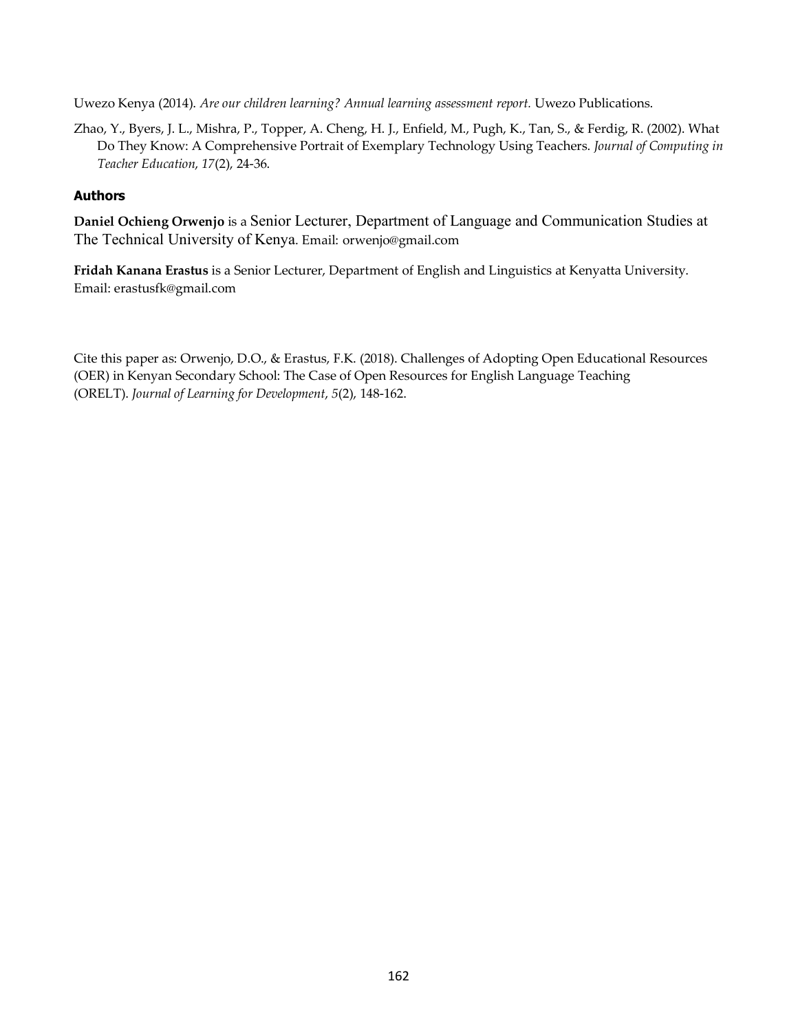Uwezo Kenya (2014). *Are our children learning? Annual learning assessment report.* Uwezo Publications.

Zhao, Y., Byers, J. L., Mishra, P., Topper, A. Cheng, H. J., Enfield, M., Pugh, K., Tan, S., & Ferdig, R. (2002). What Do They Know: A Comprehensive Portrait of Exemplary Technology Using Teachers. *Journal of Computing in Teacher Education*, *17*(2), 24-36.

## Authors

**Daniel Ochieng Orwenjo** is a Senior Lecturer, Department of Language and Communication Studies at The Technical University of Kenya. Email: orwenjo@gmail.com

**Fridah Kanana Erastus** is a Senior Lecturer, Department of English and Linguistics at Kenyatta University. Email: erastusfk@gmail.com

Cite this paper as: Orwenjo, D.O., & Erastus, F.K. (2018). Challenges of Adopting Open Educational Resources (OER) in Kenyan Secondary School: The Case of Open Resources for English Language Teaching (ORELT). *Journal of Learning for Development*, *5*(2), 148-162.